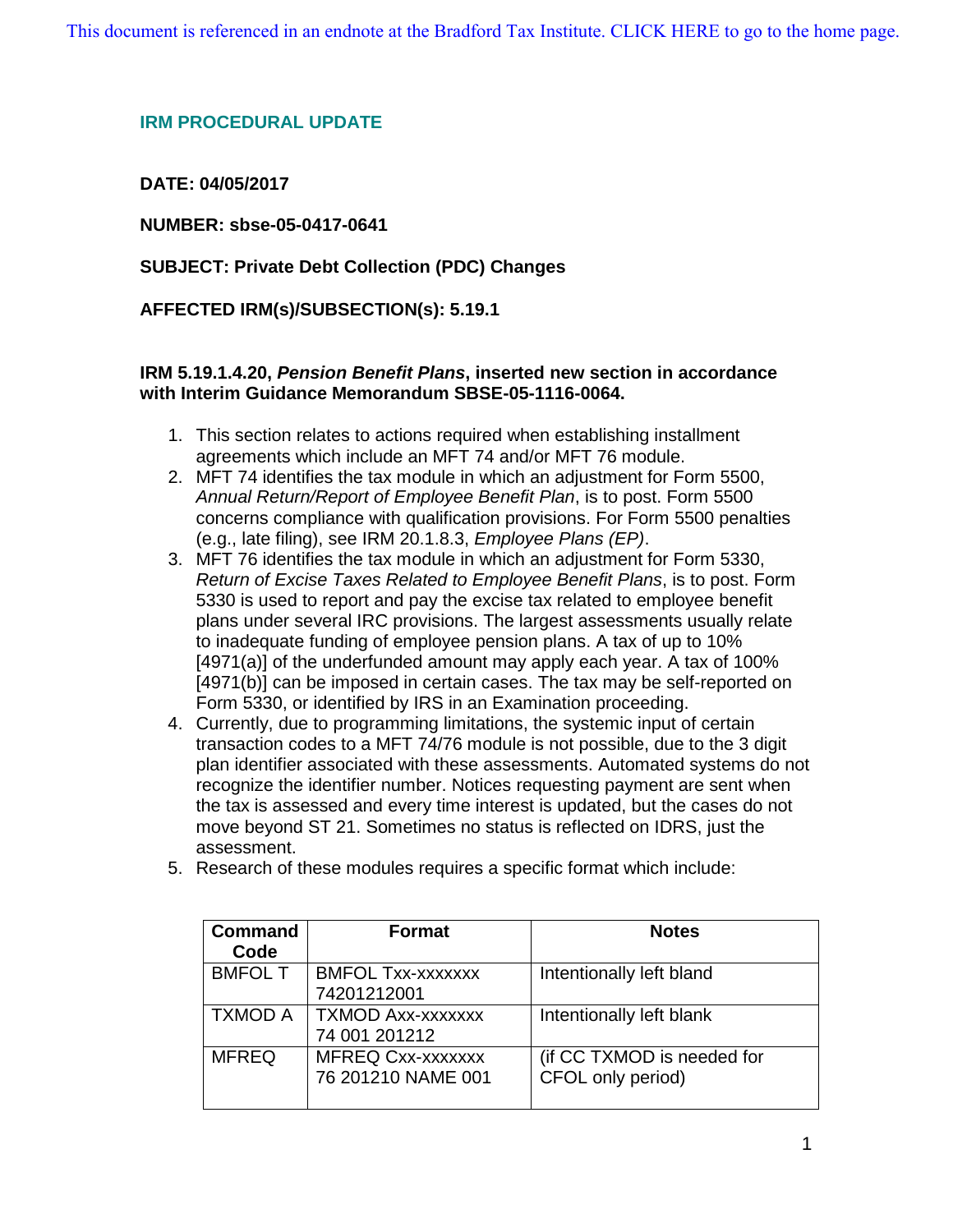This document is referenced in an endnote at the Bradford Tax Institute. CLICK HERE to go to the home page.

## IRM PROCEDURAL UPDATE

**DATE: 04/05/2017**

**NUMBER: sbse-05-0417-0641**

**SUBJECT: Private Debt Collection (PDC) Changes**

**AFFECTED IRM(s)/SUBSECTION(s): 5.19.1**

**IRM 5.19.1.4.20, *Pension Benefit Plans*, inserted new section in accordance with Interim Guidance Memorandum SBSE-05-1116-0064.**

1. This section relates to actions required when establishing installment agreements which include an MFT 74 and/or MFT 76 module.
2. MFT 74 identifies the tax module in which an adjustment for Form 5500, *Annual Return/Report of Employee Benefit Plan*, is to post. Form 5500 concerns compliance with qualification provisions. For Form 5500 penalties (e.g., late filing), see IRM 20.1.8.3, *Employee Plans (EP)*.
3. MFT 76 identifies the tax module in which an adjustment for Form 5330, *Return of Excise Taxes Related to Employee Benefit Plans*, is to post. Form 5330 is used to report and pay the excise tax related to employee benefit plans under several IRC provisions. The largest assessments usually relate to inadequate funding of employee pension plans. A tax of up to 10% [4971(a)] of the underfunded amount may apply each year. A tax of 100% [4971(b)] can be imposed in certain cases. The tax may be self-reported on Form 5330, or identified by IRS in an Examination proceeding.
4. Currently, due to programming limitations, the systemic input of certain transaction codes to a MFT 74/76 module is not possible, due to the 3 digit plan identifier associated with these assessments. Automated systems do not recognize the identifier number. Notices requesting payment are sent when the tax is assessed and every time interest is updated, but the cases do not move beyond ST 21. Sometimes no status is reflected on IDRS, just the assessment.
5. Research of these modules requires a specific format which include:

| Command Code | Format | Notes |
|---|---|---|
| BMFOL T | BMFOL Txx-xxxxxxx 74201212001 | Intentionally left bland |
| TXMOD A | TXMOD Axx-xxxxxxx 74 001 201212 | Intentionally left blank |
| MFREQ | MFREQ Cxx-xxxxxxx 76 201210 NAME 001 | (if CC TXMOD is needed for CFOL only period) |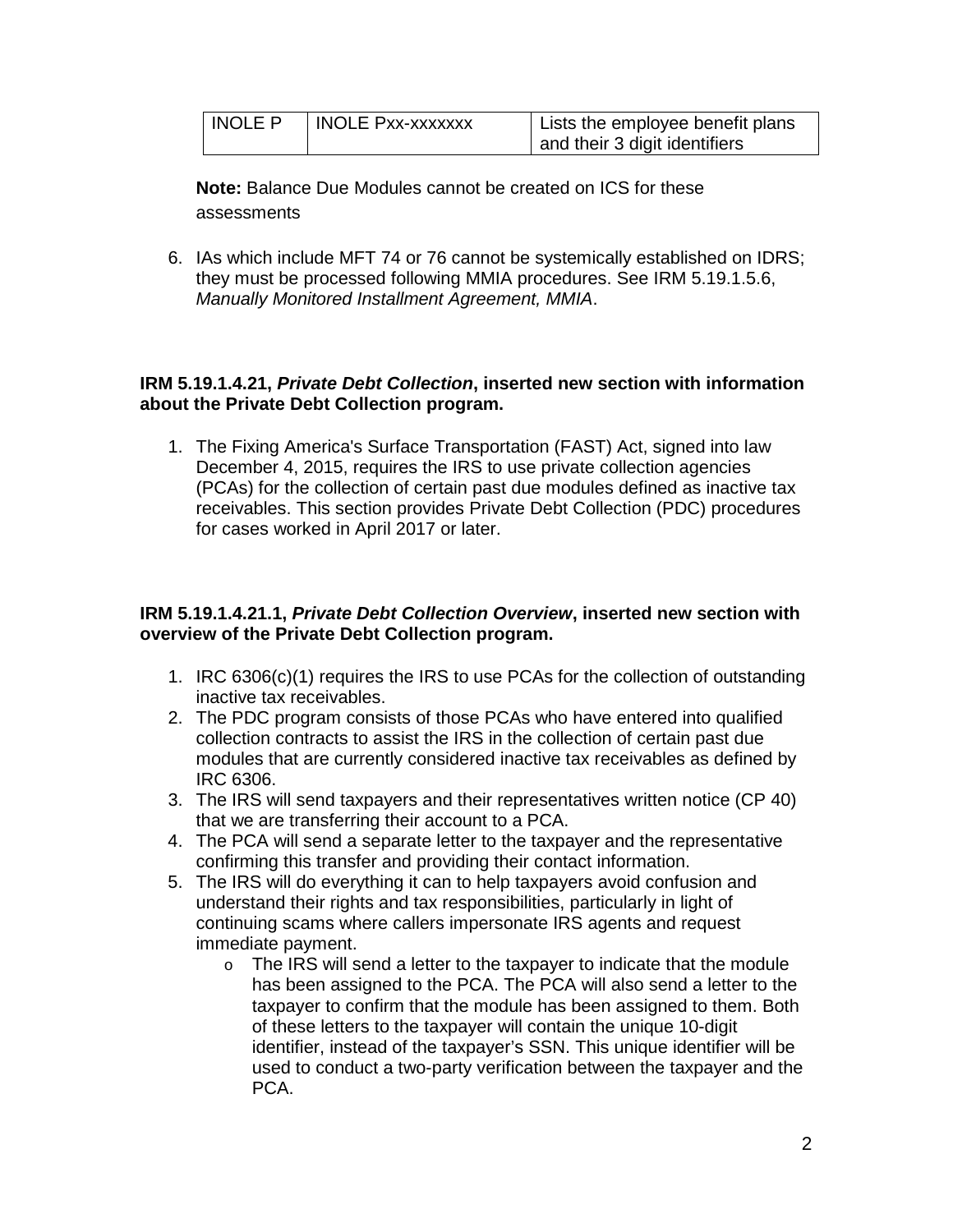| INOLE P | INOLE Pxx-xxxxxxx | Lists the employee benefit plans and their 3 digit identifiers |
|---|---|---|

**Note:** Balance Due Modules cannot be created on ICS for these assessments

6. IAs which include MFT 74 or 76 cannot be systemically established on IDRS; they must be processed following MMIA procedures. See IRM 5.19.1.5.6, *Manually Monitored Installment Agreement, MMIA*.

**IRM 5.19.1.4.21, *Private Debt Collection*, inserted new section with information about the Private Debt Collection program.**

1. The Fixing America's Surface Transportation (FAST) Act, signed into law December 4, 2015, requires the IRS to use private collection agencies (PCAs) for the collection of certain past due modules defined as inactive tax receivables. This section provides Private Debt Collection (PDC) procedures for cases worked in April 2017 or later.

**IRM 5.19.1.4.21.1, *Private Debt Collection Overview*, inserted new section with overview of the Private Debt Collection program.**

1. IRC 6306(c)(1) requires the IRS to use PCAs for the collection of outstanding inactive tax receivables.
2. The PDC program consists of those PCAs who have entered into qualified collection contracts to assist the IRS in the collection of certain past due modules that are currently considered inactive tax receivables as defined by IRC 6306.
3. The IRS will send taxpayers and their representatives written notice (CP 40) that we are transferring their account to a PCA.
4. The PCA will send a separate letter to the taxpayer and the representative confirming this transfer and providing their contact information.
5. The IRS will do everything it can to help taxpayers avoid confusion and understand their rights and tax responsibilities, particularly in light of continuing scams where callers impersonate IRS agents and request immediate payment.
   - The IRS will send a letter to the taxpayer to indicate that the module has been assigned to the PCA. The PCA will also send a letter to the taxpayer to confirm that the module has been assigned to them. Both of these letters to the taxpayer will contain the unique 10-digit identifier, instead of the taxpayer's SSN. This unique identifier will be used to conduct a two-party verification between the taxpayer and the PCA.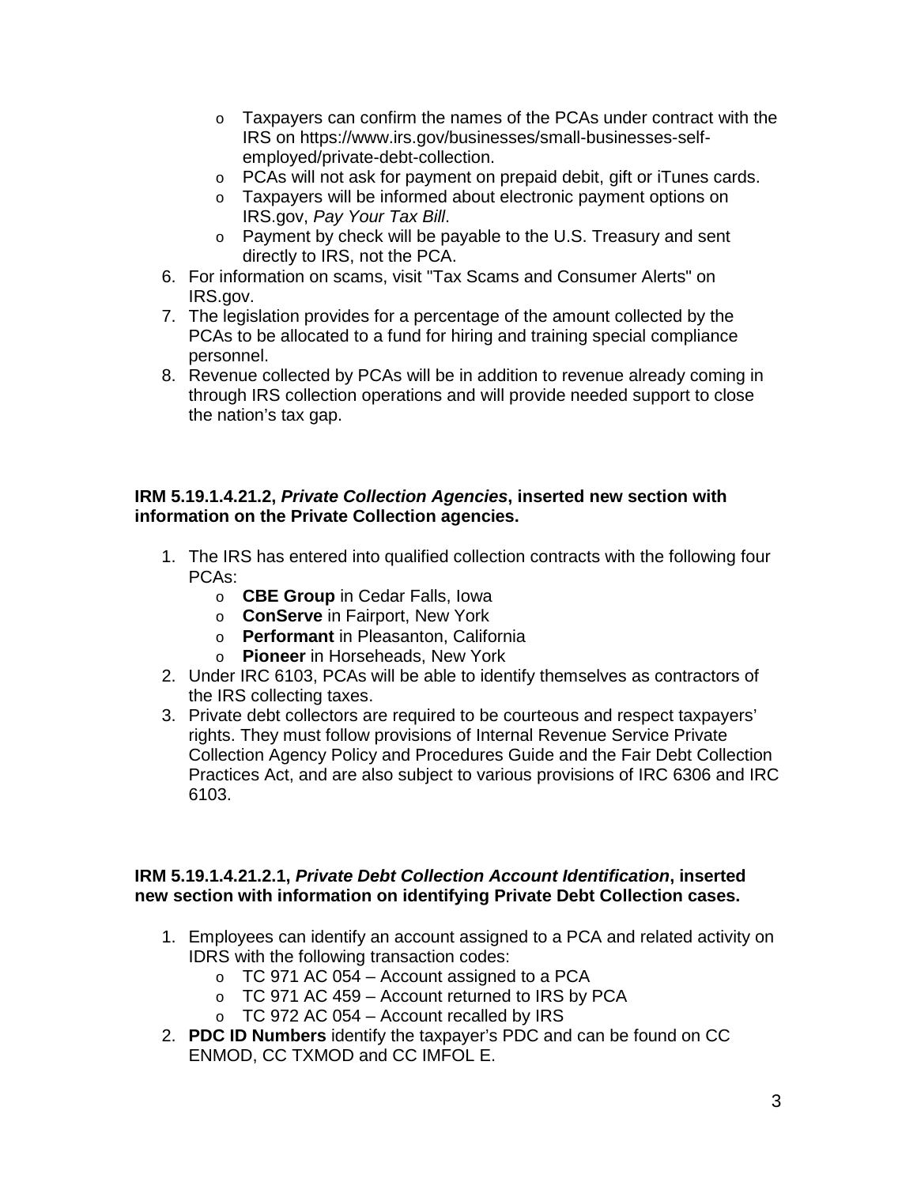- Taxpayers can confirm the names of the PCAs under contract with the IRS on https://www.irs.gov/businesses/small-businesses-self-employed/private-debt-collection.
- PCAs will not ask for payment on prepaid debit, gift or iTunes cards.
- Taxpayers will be informed about electronic payment options on IRS.gov, *Pay Your Tax Bill*.
- Payment by check will be payable to the U.S. Treasury and sent directly to IRS, not the PCA.

6. For information on scams, visit "Tax Scams and Consumer Alerts" on IRS.gov.
7. The legislation provides for a percentage of the amount collected by the PCAs to be allocated to a fund for hiring and training special compliance personnel.
8. Revenue collected by PCAs will be in addition to revenue already coming in through IRS collection operations and will provide needed support to close the nation's tax gap.

**IRM 5.19.1.4.21.2, *Private Collection Agencies*, inserted new section with information on the Private Collection agencies.**

1. The IRS has entered into qualified collection contracts with the following four PCAs:
   - **CBE Group** in Cedar Falls, Iowa
   - **ConServe** in Fairport, New York
   - **Performant** in Pleasanton, California
   - **Pioneer** in Horseheads, New York
2. Under IRC 6103, PCAs will be able to identify themselves as contractors of the IRS collecting taxes.
3. Private debt collectors are required to be courteous and respect taxpayers' rights. They must follow provisions of Internal Revenue Service Private Collection Agency Policy and Procedures Guide and the Fair Debt Collection Practices Act, and are also subject to various provisions of IRC 6306 and IRC 6103.

**IRM 5.19.1.4.21.2.1, *Private Debt Collection Account Identification*, inserted new section with information on identifying Private Debt Collection cases.**

1. Employees can identify an account assigned to a PCA and related activity on IDRS with the following transaction codes:
   - TC 971 AC 054 – Account assigned to a PCA
   - TC 971 AC 459 – Account returned to IRS by PCA
   - TC 972 AC 054 – Account recalled by IRS
2. **PDC ID Numbers** identify the taxpayer's PDC and can be found on CC ENMOD, CC TXMOD and CC IMFOL E.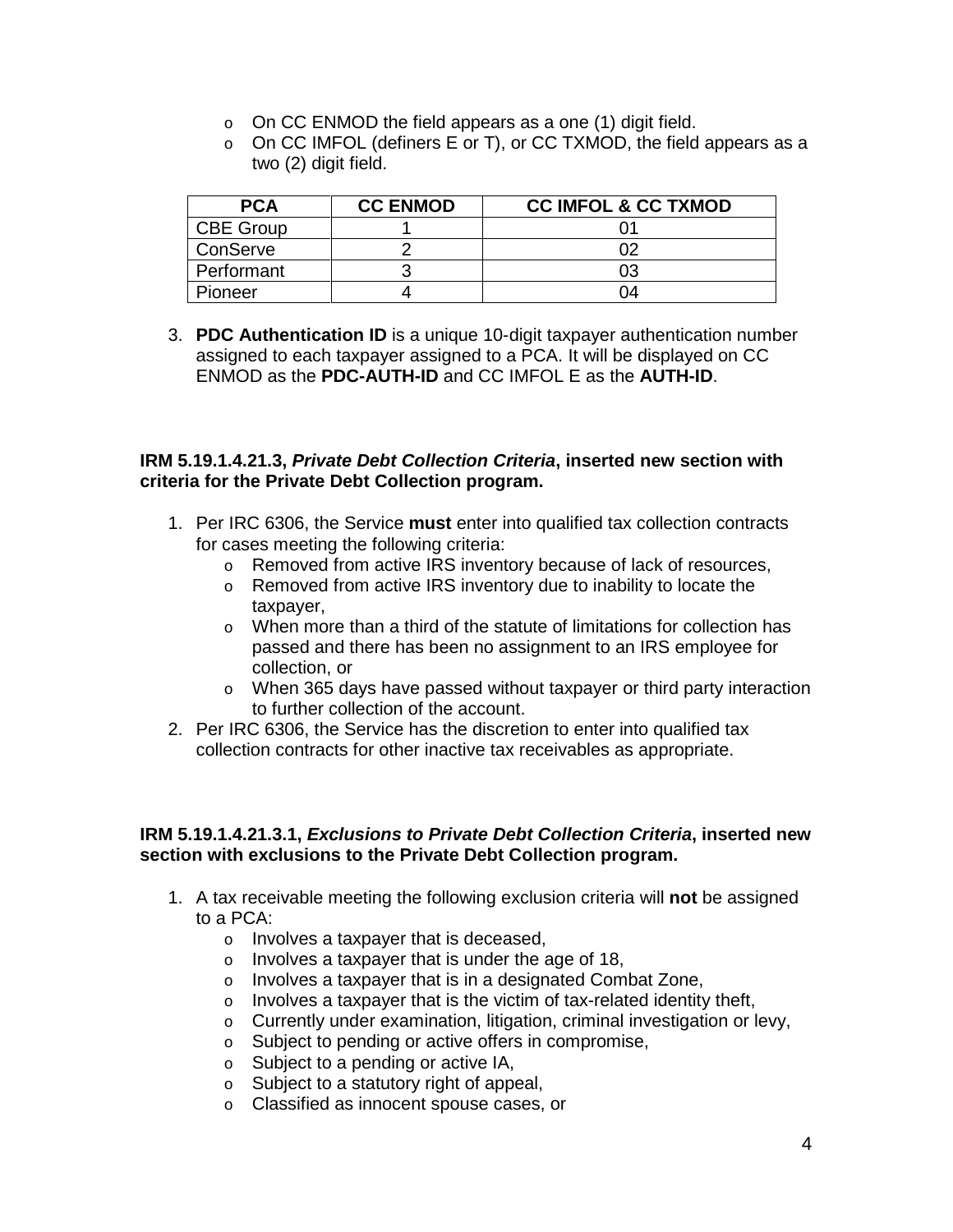- On CC ENMOD the field appears as a one (1) digit field.
- On CC IMFOL (definers E or T), or CC TXMOD, the field appears as a two (2) digit field.

| PCA | CC ENMOD | CC IMFOL & CC TXMOD |
|---|---|---|
| CBE Group | 1 | 01 |
| ConServe | 2 | 02 |
| Performant | 3 | 03 |
| Pioneer | 4 | 04 |

3. **PDC Authentication ID** is a unique 10-digit taxpayer authentication number assigned to each taxpayer assigned to a PCA. It will be displayed on CC ENMOD as the **PDC-AUTH-ID** and CC IMFOL E as the **AUTH-ID**.

**IRM 5.19.1.4.21.3, *Private Debt Collection Criteria*, inserted new section with criteria for the Private Debt Collection program.**

1. Per IRC 6306, the Service **must** enter into qualified tax collection contracts for cases meeting the following criteria:
   - Removed from active IRS inventory because of lack of resources,
   - Removed from active IRS inventory due to inability to locate the taxpayer,
   - When more than a third of the statute of limitations for collection has passed and there has been no assignment to an IRS employee for collection, or
   - When 365 days have passed without taxpayer or third party interaction to further collection of the account.
2. Per IRC 6306, the Service has the discretion to enter into qualified tax collection contracts for other inactive tax receivables as appropriate.

**IRM 5.19.1.4.21.3.1, *Exclusions to Private Debt Collection Criteria*, inserted new section with exclusions to the Private Debt Collection program.**

1. A tax receivable meeting the following exclusion criteria will **not** be assigned to a PCA:
   - Involves a taxpayer that is deceased,
   - Involves a taxpayer that is under the age of 18,
   - Involves a taxpayer that is in a designated Combat Zone,
   - Involves a taxpayer that is the victim of tax-related identity theft,
   - Currently under examination, litigation, criminal investigation or levy,
   - Subject to pending or active offers in compromise,
   - Subject to a pending or active IA,
   - Subject to a statutory right of appeal,
   - Classified as innocent spouse cases, or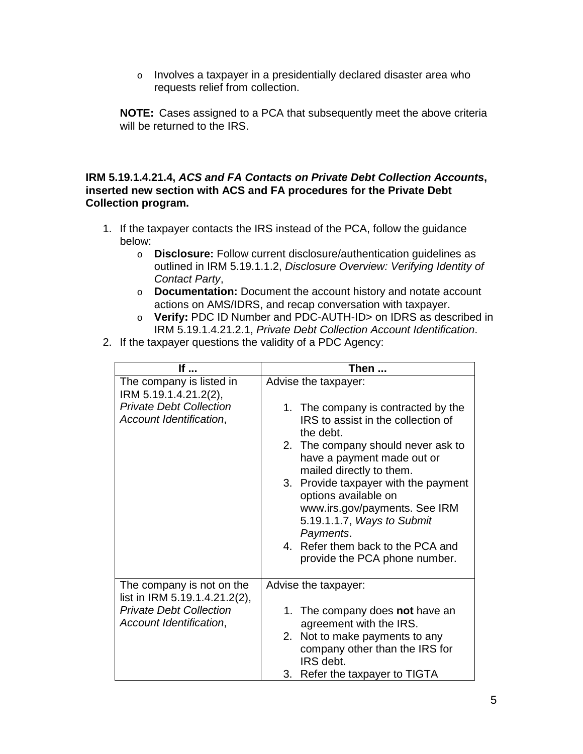- Involves a taxpayer in a presidentially declared disaster area who requests relief from collection.

**NOTE:** Cases assigned to a PCA that subsequently meet the above criteria will be returned to the IRS.

**IRM 5.19.1.4.21.4, *ACS and FA Contacts on Private Debt Collection Accounts*, inserted new section with ACS and FA procedures for the Private Debt Collection program.**

1. If the taxpayer contacts the IRS instead of the PCA, follow the guidance below:
   - **Disclosure:** Follow current disclosure/authentication guidelines as outlined in IRM 5.19.1.1.2, *Disclosure Overview: Verifying Identity of Contact Party*,
   - **Documentation:** Document the account history and notate account actions on AMS/IDRS, and recap conversation with taxpayer.
   - **Verify:** PDC ID Number and PDC-AUTH-ID> on IDRS as described in IRM 5.19.1.4.21.2.1, *Private Debt Collection Account Identification*.
2. If the taxpayer questions the validity of a PDC Agency:

| If ... | Then ... |
|---|---|
| The company is listed in IRM 5.19.1.4.21.2(2), *Private Debt Collection Account Identification*, | Advise the taxpayer:<br><br>1. The company is contracted by the IRS to assist in the collection of the debt.<br>2. The company should never ask to have a payment made out or mailed directly to them.<br>3. Provide taxpayer with the payment options available on www.irs.gov/payments. See IRM 5.19.1.1.7, *Ways to Submit Payments*.<br>4. Refer them back to the PCA and provide the PCA phone number. |
| The company is not on the list in IRM 5.19.1.4.21.2(2), *Private Debt Collection Account Identification*, | Advise the taxpayer:<br><br>1. The company does **not** have an agreement with the IRS.<br>2. Not to make payments to any company other than the IRS for IRS debt.<br>3. Refer the taxpayer to TIGTA |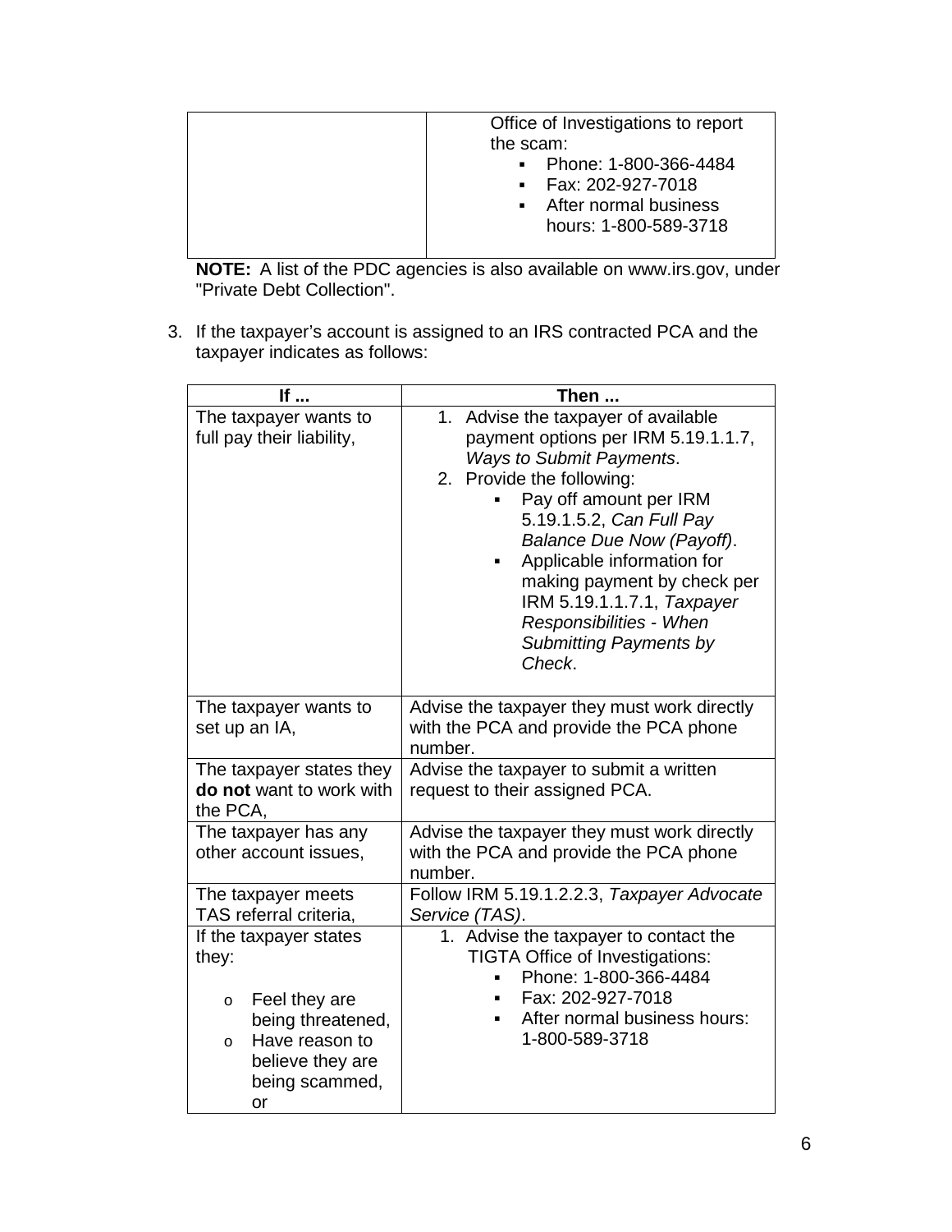| | |
|---|---|
| | Office of Investigations to report the scam:<br>▪ Phone: 1-800-366-4484<br>▪ Fax: 202-927-7018<br>▪ After normal business hours: 1-800-589-3718 |

**NOTE:** A list of the PDC agencies is also available on www.irs.gov, under "Private Debt Collection".

3. If the taxpayer's account is assigned to an IRS contracted PCA and the taxpayer indicates as follows:

| If ... | Then ... |
|---|---|
| The taxpayer wants to full pay their liability, | 1. Advise the taxpayer of available payment options per IRM 5.19.1.1.7, *Ways to Submit Payments*.<br>2. Provide the following:<br>▪ Pay off amount per IRM 5.19.1.5.2, *Can Full Pay Balance Due Now (Payoff)*.<br>▪ Applicable information for making payment by check per IRM 5.19.1.1.7.1, *Taxpayer Responsibilities - When Submitting Payments by Check*. |
| The taxpayer wants to set up an IA, | Advise the taxpayer they must work directly with the PCA and provide the PCA phone number. |
| The taxpayer states they **do not** want to work with the PCA, | Advise the taxpayer to submit a written request to their assigned PCA. |
| The taxpayer has any other account issues, | Advise the taxpayer they must work directly with the PCA and provide the PCA phone number. |
| The taxpayer meets TAS referral criteria, | Follow IRM 5.19.1.2.2.3, *Taxpayer Advocate Service (TAS)*. |
| If the taxpayer states they:<br>o Feel they are being threatened,<br>o Have reason to believe they are being scammed, or | 1. Advise the taxpayer to contact the TIGTA Office of Investigations:<br>▪ Phone: 1-800-366-4484<br>▪ Fax: 202-927-7018<br>▪ After normal business hours: 1-800-589-3718 |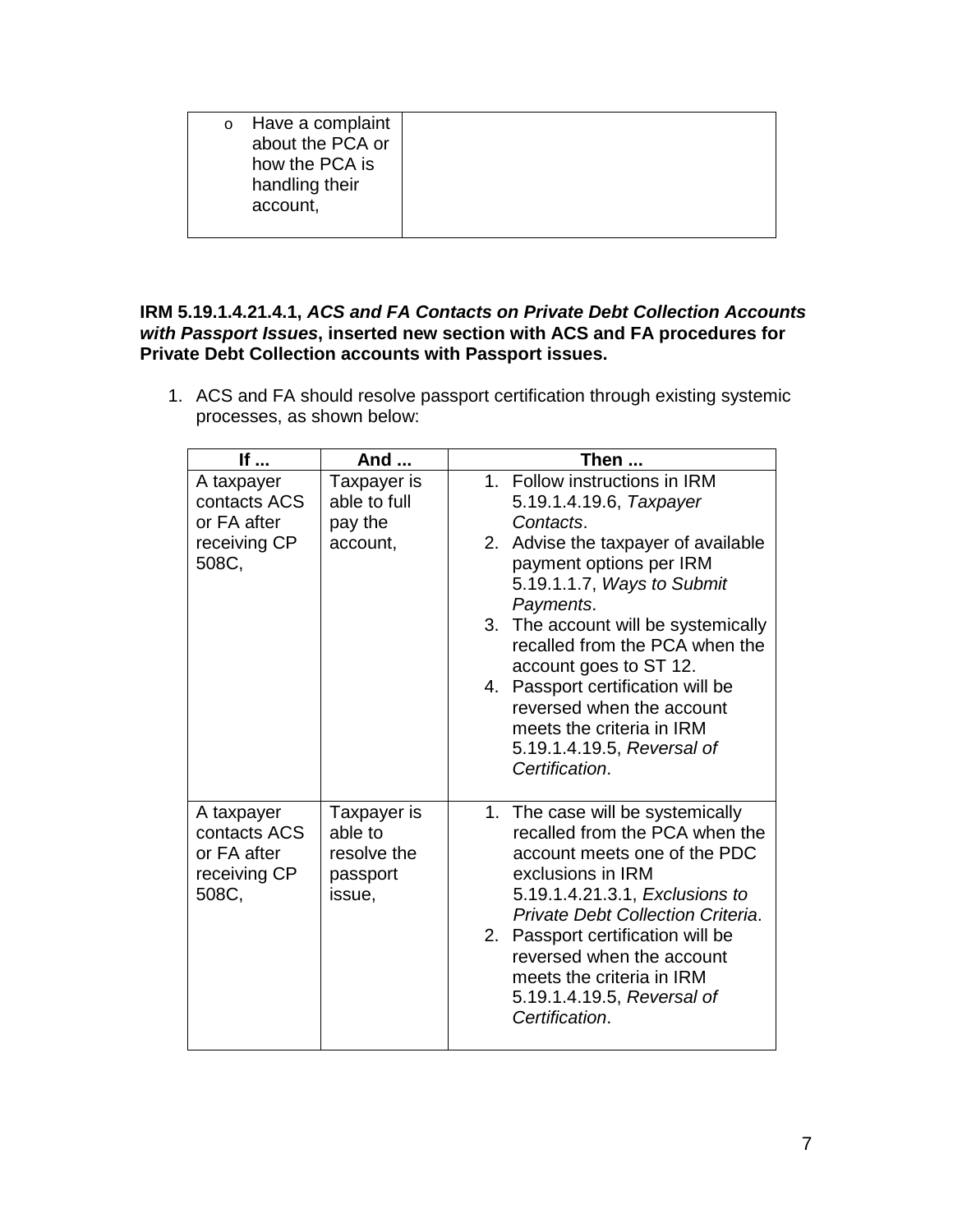|  |  |
|---|---|
| - Have a complaint about the PCA or how the PCA is handling their account, |  |

**IRM 5.19.1.4.21.4.1, *ACS and FA Contacts on Private Debt Collection Accounts with Passport Issues*, inserted new section with ACS and FA procedures for Private Debt Collection accounts with Passport issues.**

1. ACS and FA should resolve passport certification through existing systemic processes, as shown below:

| If ... | And ... | Then ... |
|---|---|---|
| A taxpayer contacts ACS or FA after receiving CP 508C, | Taxpayer is able to full pay the account, | 1. Follow instructions in IRM 5.19.1.4.19.6, *Taxpayer Contacts*. 2. Advise the taxpayer of available payment options per IRM 5.19.1.1.7, *Ways to Submit Payments*. 3. The account will be systemically recalled from the PCA when the account goes to ST 12. 4. Passport certification will be reversed when the account meets the criteria in IRM 5.19.1.4.19.5, *Reversal of Certification*. |
| A taxpayer contacts ACS or FA after receiving CP 508C, | Taxpayer is able to resolve the passport issue, | 1. The case will be systemically recalled from the PCA when the account meets one of the PDC exclusions in IRM 5.19.1.4.21.3.1, *Exclusions to Private Debt Collection Criteria*. 2. Passport certification will be reversed when the account meets the criteria in IRM 5.19.1.4.19.5, *Reversal of Certification*. |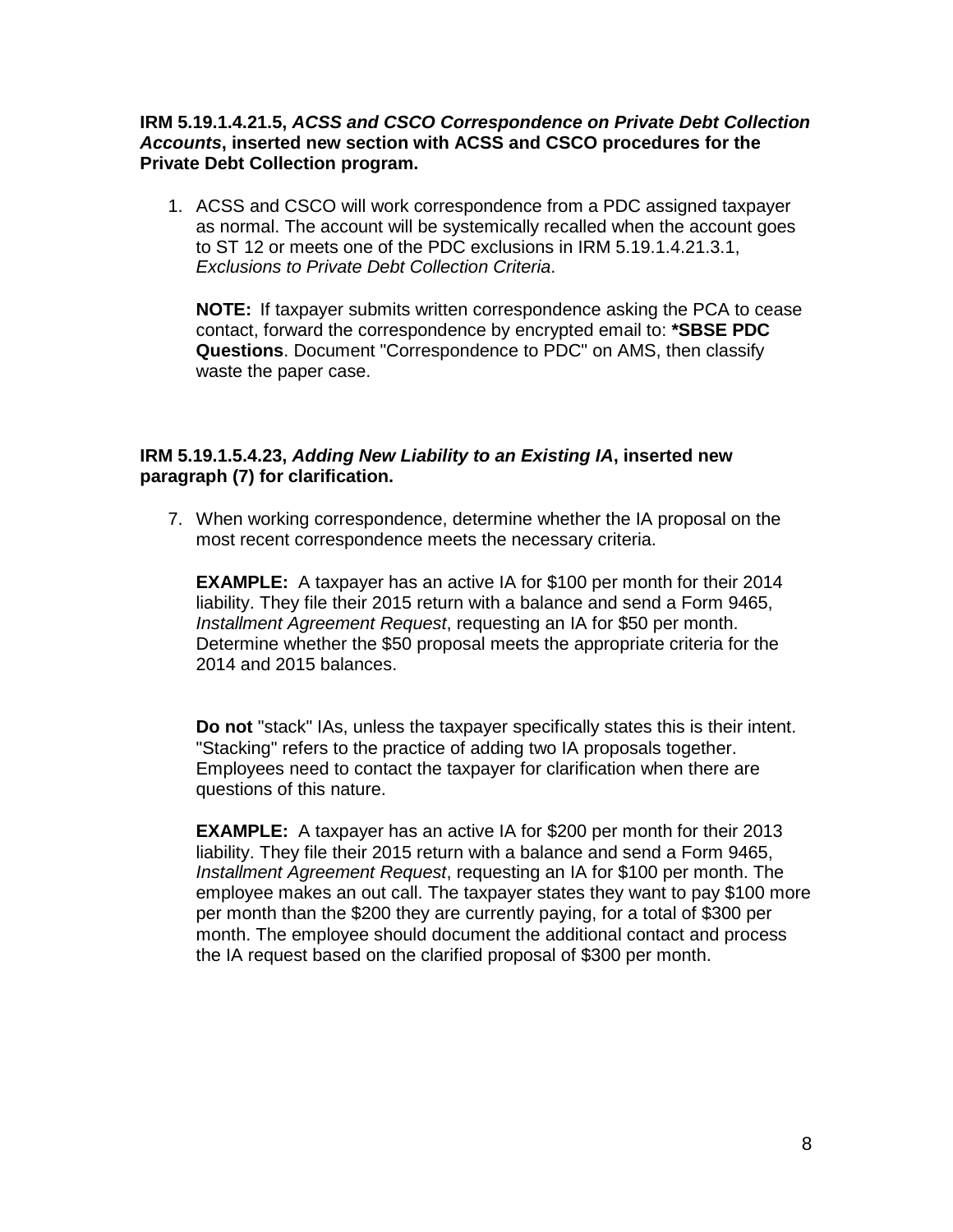**IRM 5.19.1.4.21.5, *ACSS and CSCO Correspondence on Private Debt Collection Accounts*, inserted new section with ACSS and CSCO procedures for the Private Debt Collection program.**

1. ACSS and CSCO will work correspondence from a PDC assigned taxpayer as normal. The account will be systemically recalled when the account goes to ST 12 or meets one of the PDC exclusions in IRM 5.19.1.4.21.3.1, *Exclusions to Private Debt Collection Criteria*.

   **NOTE:** If taxpayer submits written correspondence asking the PCA to cease contact, forward the correspondence by encrypted email to: ***SBSE PDC Questions**. Document "Correspondence to PDC" on AMS, then classify waste the paper case.

**IRM 5.19.1.5.4.23, *Adding New Liability to an Existing IA*, inserted new paragraph (7) for clarification.**

7. When working correspondence, determine whether the IA proposal on the most recent correspondence meets the necessary criteria.

   **EXAMPLE:** A taxpayer has an active IA for $100 per month for their 2014 liability. They file their 2015 return with a balance and send a Form 9465, *Installment Agreement Request*, requesting an IA for $50 per month. Determine whether the $50 proposal meets the appropriate criteria for the 2014 and 2015 balances.

   **Do not** "stack" IAs, unless the taxpayer specifically states this is their intent. "Stacking" refers to the practice of adding two IA proposals together. Employees need to contact the taxpayer for clarification when there are questions of this nature.

   **EXAMPLE:** A taxpayer has an active IA for $200 per month for their 2013 liability. They file their 2015 return with a balance and send a Form 9465, *Installment Agreement Request*, requesting an IA for $100 per month. The employee makes an out call. The taxpayer states they want to pay $100 more per month than the $200 they are currently paying, for a total of $300 per month. The employee should document the additional contact and process the IA request based on the clarified proposal of $300 per month.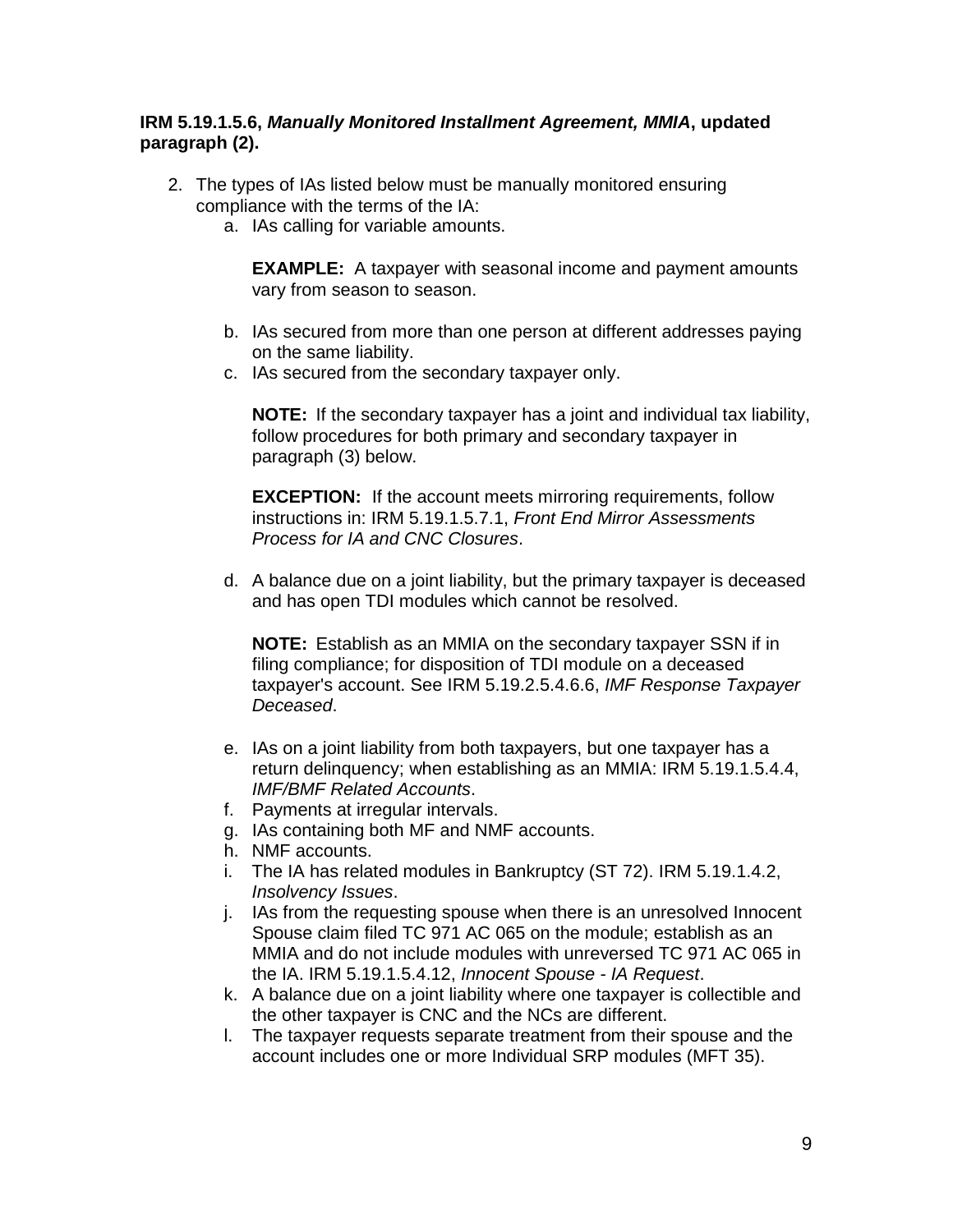**IRM 5.19.1.5.6, *Manually Monitored Installment Agreement, MMIA*, updated paragraph (2).**

2. The types of IAs listed below must be manually monitored ensuring compliance with the terms of the IA:
   a. IAs calling for variable amounts.

      **EXAMPLE:** A taxpayer with seasonal income and payment amounts vary from season to season.

   b. IAs secured from more than one person at different addresses paying on the same liability.
   c. IAs secured from the secondary taxpayer only.

      **NOTE:** If the secondary taxpayer has a joint and individual tax liability, follow procedures for both primary and secondary taxpayer in paragraph (3) below.

      **EXCEPTION:** If the account meets mirroring requirements, follow instructions in: IRM 5.19.1.5.7.1, *Front End Mirror Assessments Process for IA and CNC Closures*.

   d. A balance due on a joint liability, but the primary taxpayer is deceased and has open TDI modules which cannot be resolved.

      **NOTE:** Establish as an MMIA on the secondary taxpayer SSN if in filing compliance; for disposition of TDI module on a deceased taxpayer's account. See IRM 5.19.2.5.4.6.6, *IMF Response Taxpayer Deceased*.

   e. IAs on a joint liability from both taxpayers, but one taxpayer has a return delinquency; when establishing as an MMIA: IRM 5.19.1.5.4.4, *IMF/BMF Related Accounts*.
   f. Payments at irregular intervals.
   g. IAs containing both MF and NMF accounts.
   h. NMF accounts.
   i. The IA has related modules in Bankruptcy (ST 72). IRM 5.19.1.4.2, *Insolvency Issues*.
   j. IAs from the requesting spouse when there is an unresolved Innocent Spouse claim filed TC 971 AC 065 on the module; establish as an MMIA and do not include modules with unreversed TC 971 AC 065 in the IA. IRM 5.19.1.5.4.12, *Innocent Spouse - IA Request*.
   k. A balance due on a joint liability where one taxpayer is collectible and the other taxpayer is CNC and the NCs are different.
   l. The taxpayer requests separate treatment from their spouse and the account includes one or more Individual SRP modules (MFT 35).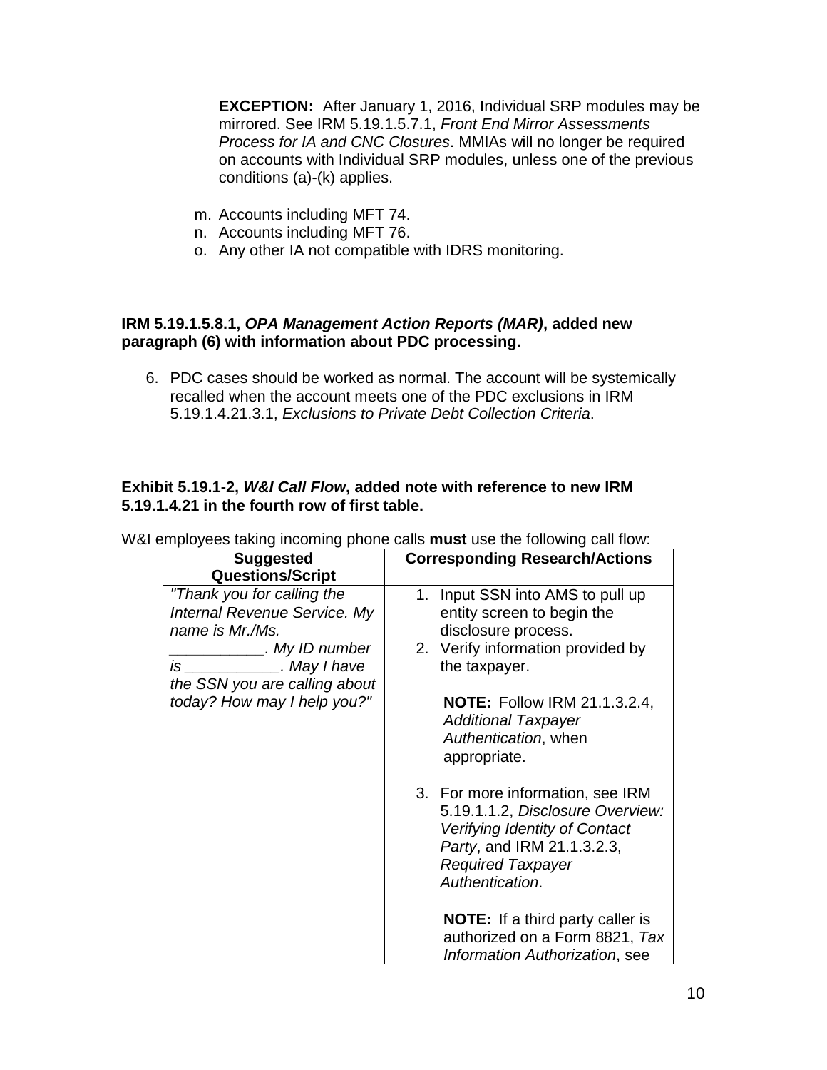**EXCEPTION:** After January 1, 2016, Individual SRP modules may be mirrored. See IRM 5.19.1.5.7.1, *Front End Mirror Assessments Process for IA and CNC Closures*. MMIAs will no longer be required on accounts with Individual SRP modules, unless one of the previous conditions (a)-(k) applies.

m. Accounts including MFT 74.
n. Accounts including MFT 76.
o. Any other IA not compatible with IDRS monitoring.

**IRM 5.19.1.5.8.1, *OPA Management Action Reports (MAR)*, added new paragraph (6) with information about PDC processing.**

6. PDC cases should be worked as normal. The account will be systemically recalled when the account meets one of the PDC exclusions in IRM 5.19.1.4.21.3.1, *Exclusions to Private Debt Collection Criteria*.

**Exhibit 5.19.1-2, *W&I Call Flow*, added note with reference to new IRM 5.19.1.4.21 in the fourth row of first table.**

W&I employees taking incoming phone calls **must** use the following call flow:

| Suggested Questions/Script | Corresponding Research/Actions |
|---|---|
| *"Thank you for calling the Internal Revenue Service. My name is Mr./Ms. ___________. My ID number is ___________. May I have the SSN you are calling about today? How may I help you?"* | 1. Input SSN into AMS to pull up entity screen to begin the disclosure process.<br>2. Verify information provided by the taxpayer.<br><br>**NOTE:** Follow IRM 21.1.3.2.4, *Additional Taxpayer Authentication*, when appropriate.<br><br>3. For more information, see IRM 5.19.1.1.2, *Disclosure Overview: Verifying Identity of Contact Party*, and IRM 21.1.3.2.3, *Required Taxpayer Authentication*.<br><br>**NOTE:** If a third party caller is authorized on a Form 8821, *Tax Information Authorization*, see |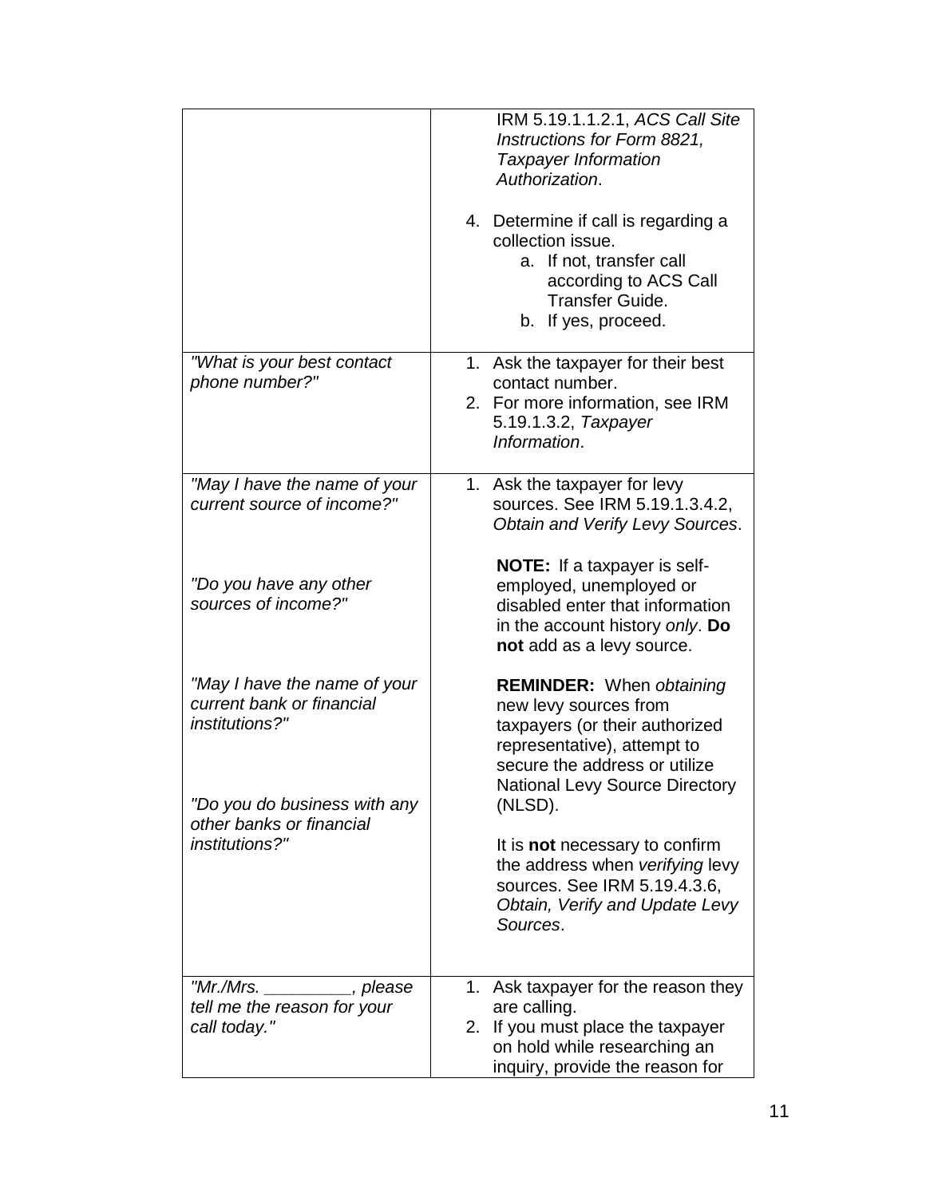| | |
|---|---|
| | IRM 5.19.1.1.2.1, *ACS Call Site Instructions for Form 8821, Taxpayer Information Authorization*.<br><br>4. Determine if call is regarding a collection issue.<br>&nbsp;&nbsp;&nbsp;a. If not, transfer call according to ACS Call Transfer Guide.<br>&nbsp;&nbsp;&nbsp;b. If yes, proceed. |
| *"What is your best contact phone number?"* | 1. Ask the taxpayer for their best contact number.<br>2. For more information, see IRM 5.19.1.3.2, *Taxpayer Information*. |
| *"May I have the name of your current source of income?"*<br><br>*"Do you have any other sources of income?"*<br><br>*"May I have the name of your current bank or financial institutions?"*<br><br>*"Do you do business with any other banks or financial institutions?"* | 1. Ask the taxpayer for levy sources. See IRM 5.19.1.3.4.2, *Obtain and Verify Levy Sources*.<br><br>**NOTE:** If a taxpayer is self-employed, unemployed or disabled enter that information in the account history *only*. **Do not** add as a levy source.<br><br>**REMINDER:** When *obtaining* new levy sources from taxpayers (or their authorized representative), attempt to secure the address or utilize National Levy Source Directory (NLSD).<br><br>It is **not** necessary to confirm the address when *verifying* levy sources. See IRM 5.19.4.3.6, *Obtain, Verify and Update Levy Sources*. |
| *"Mr./Mrs. _________, please tell me the reason for your call today."* | 1. Ask taxpayer for the reason they are calling.<br>2. If you must place the taxpayer on hold while researching an inquiry, provide the reason for |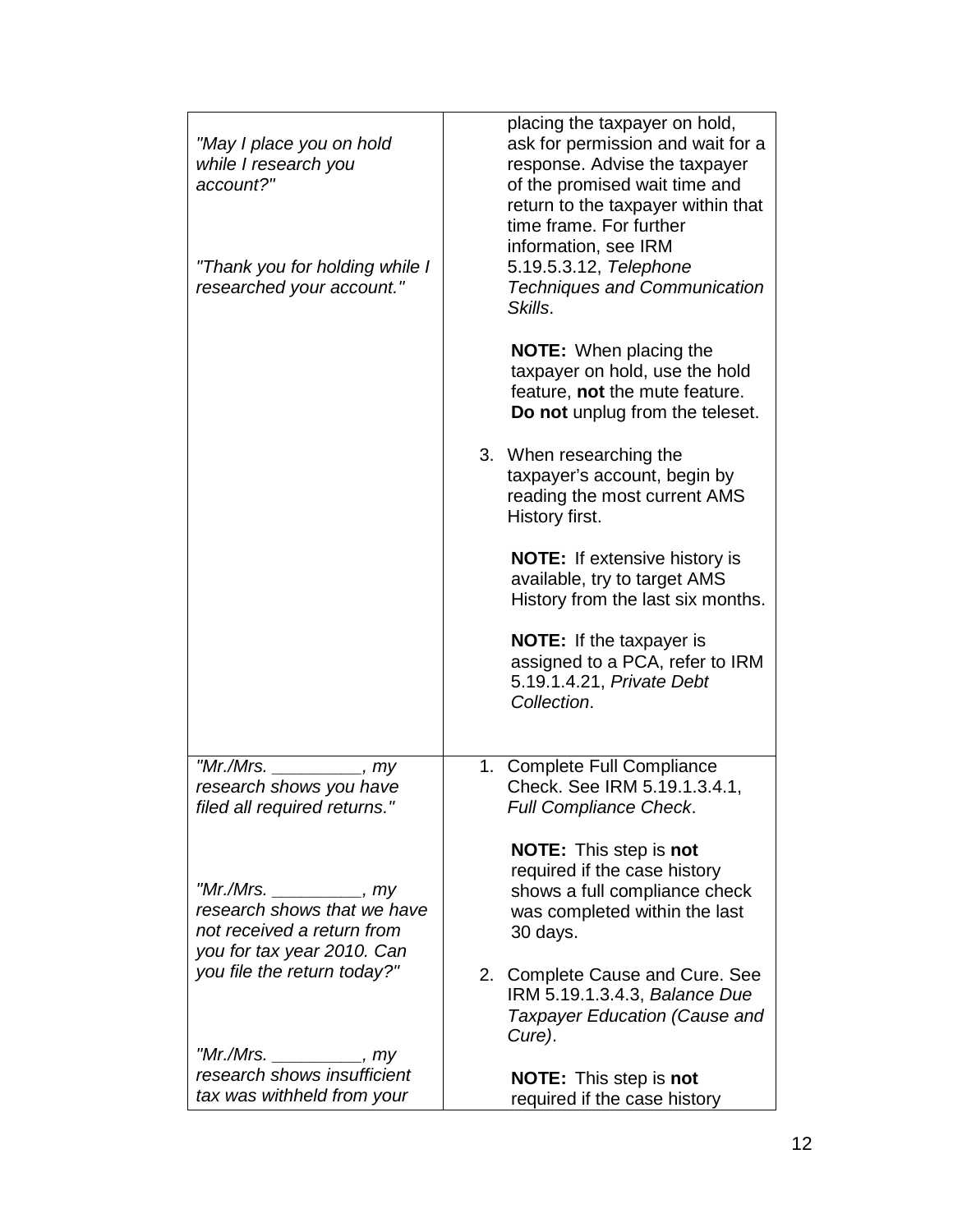| | |
|---|---|
| *"May I place you on hold while I research you account?"*<br><br>*"Thank you for holding while I researched your account."* | placing the taxpayer on hold, ask for permission and wait for a response. Advise the taxpayer of the promised wait time and return to the taxpayer within that time frame. For further information, see IRM 5.19.5.3.12, *Telephone Techniques and Communication Skills*.<br><br>**NOTE:** When placing the taxpayer on hold, use the hold feature, **not** the mute feature. **Do not** unplug from the teleset.<br><br>3. When researching the taxpayer's account, begin by reading the most current AMS History first.<br><br>**NOTE:** If extensive history is available, try to target AMS History from the last six months.<br><br>**NOTE:** If the taxpayer is assigned to a PCA, refer to IRM 5.19.1.4.21, *Private Debt Collection*. |
| *"Mr./Mrs. _________, my research shows you have filed all required returns."*<br><br>*"Mr./Mrs. _________, my research shows that we have not received a return from you for tax year 2010. Can you file the return today?"*<br><br>*"Mr./Mrs. _________, my research shows insufficient tax was withheld from your* | 1. Complete Full Compliance Check. See IRM 5.19.1.3.4.1, *Full Compliance Check*.<br><br>**NOTE:** This step is **not** required if the case history shows a full compliance check was completed within the last 30 days.<br><br>2. Complete Cause and Cure. See IRM 5.19.1.3.4.3, *Balance Due Taxpayer Education (Cause and Cure)*.<br><br>**NOTE:** This step is **not** required if the case history |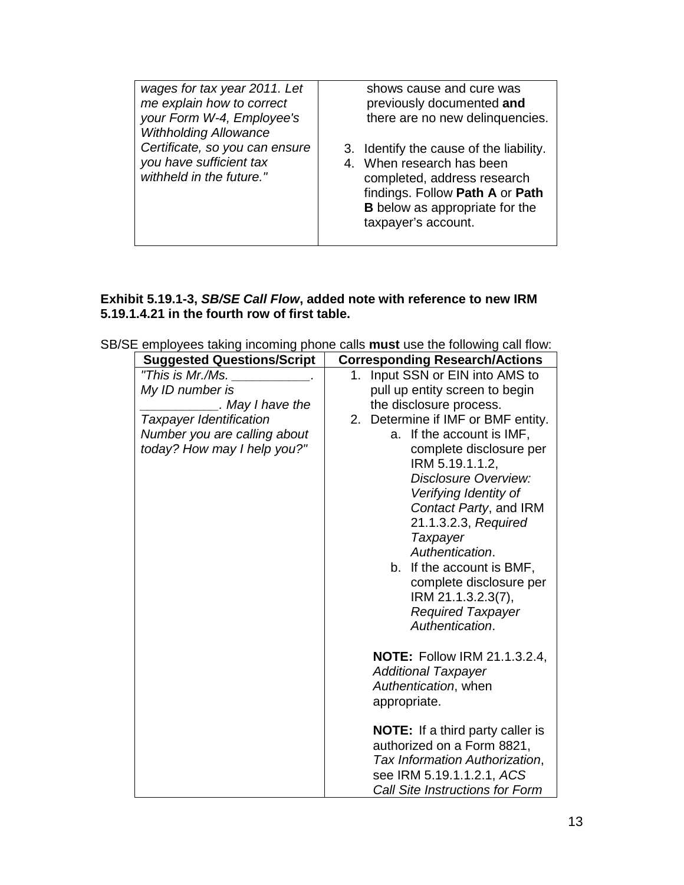| | |
|---|---|
| *wages for tax year 2011. Let me explain how to correct your Form W-4, Employee's Withholding Allowance Certificate, so you can ensure you have sufficient tax withheld in the future."* | shows cause and cure was previously documented **and** there are no new delinquencies.<br><br>3. Identify the cause of the liability.<br>4. When research has been completed, address research findings. Follow **Path A** or **Path B** below as appropriate for the taxpayer's account. |

**Exhibit 5.19.1-3, *SB/SE Call Flow*, added note with reference to new IRM 5.19.1.4.21 in the fourth row of first table.**

SB/SE employees taking incoming phone calls **must** use the following call flow:

| Suggested Questions/Script | Corresponding Research/Actions |
|---|---|
| *"This is Mr./Ms. ___________. My ID number is ___________. May I have the Taxpayer Identification Number you are calling about today? How may I help you?"* | 1. Input SSN or EIN into AMS to pull up entity screen to begin the disclosure process.<br>2. Determine if IMF or BMF entity.<br>a. If the account is IMF, complete disclosure per IRM 5.19.1.1.2, *Disclosure Overview: Verifying Identity of Contact Party*, and IRM 21.1.3.2.3, *Required Taxpayer Authentication*.<br>b. If the account is BMF, complete disclosure per IRM 21.1.3.2.3(7), *Required Taxpayer Authentication*.<br><br>**NOTE:** Follow IRM 21.1.3.2.4, *Additional Taxpayer Authentication*, when appropriate.<br><br>**NOTE:** If a third party caller is authorized on a Form 8821, *Tax Information Authorization*, see IRM 5.19.1.1.2.1, *ACS Call Site Instructions for Form* |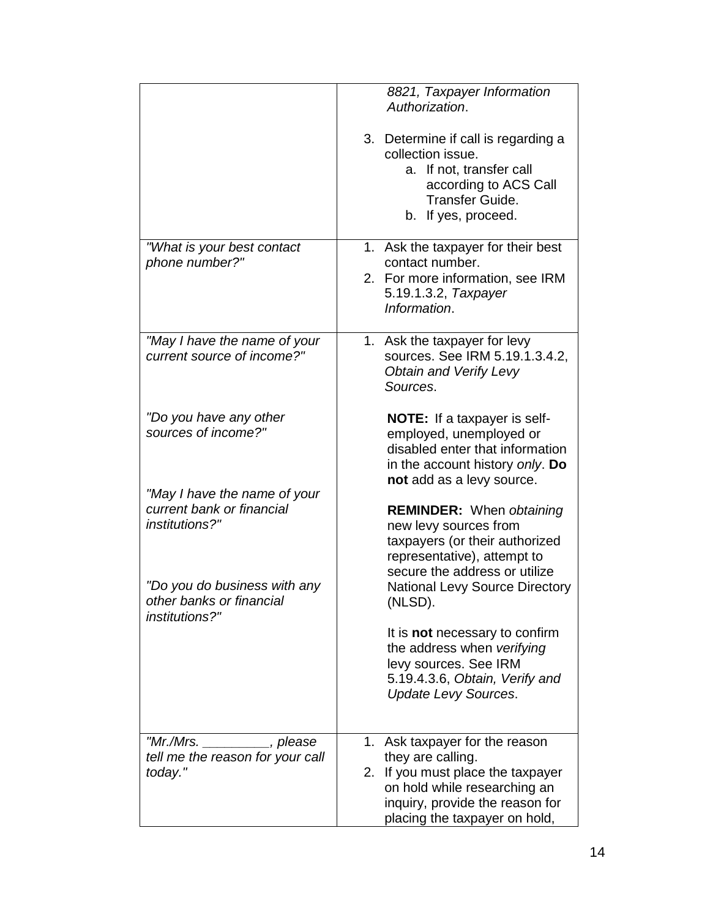| | |
|---|---|
| | *8821, Taxpayer Information Authorization*.<br><br>3. Determine if call is regarding a collection issue.<br>a. If not, transfer call according to ACS Call Transfer Guide.<br>b. If yes, proceed. |
| *"What is your best contact phone number?"* | 1. Ask the taxpayer for their best contact number.<br>2. For more information, see IRM 5.19.1.3.2, *Taxpayer Information*. |
| *"May I have the name of your current source of income?"*<br><br>*"Do you have any other sources of income?"*<br><br>*"May I have the name of your current bank or financial institutions?"*<br><br>*"Do you do business with any other banks or financial institutions?"* | 1. Ask the taxpayer for levy sources. See IRM 5.19.1.3.4.2, *Obtain and Verify Levy Sources*.<br><br>**NOTE:** If a taxpayer is self-employed, unemployed or disabled enter that information in the account history *only*. **Do not** add as a levy source.<br><br>**REMINDER:** When *obtaining* new levy sources from taxpayers (or their authorized representative), attempt to secure the address or utilize National Levy Source Directory (NLSD).<br><br>It is **not** necessary to confirm the address when *verifying* levy sources. See IRM 5.19.4.3.6, *Obtain, Verify and Update Levy Sources*. |
| *"Mr./Mrs. _________, please tell me the reason for your call today."* | 1. Ask taxpayer for the reason they are calling.<br>2. If you must place the taxpayer on hold while researching an inquiry, provide the reason for placing the taxpayer on hold, |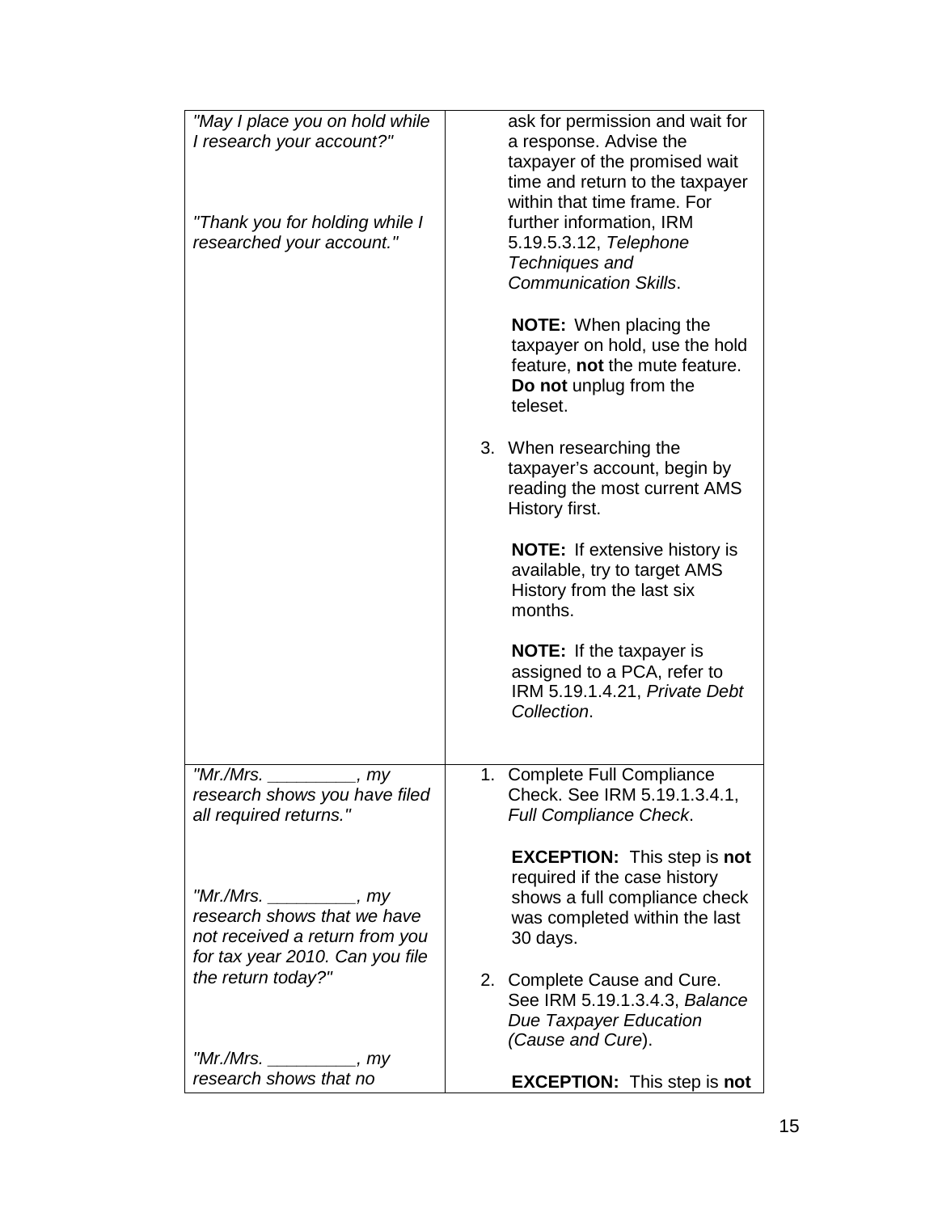| | |
|---|---|
| *"May I place you on hold while I research your account?"*<br><br>*"Thank you for holding while I researched your account."* | ask for permission and wait for a response. Advise the taxpayer of the promised wait time and return to the taxpayer within that time frame. For further information, IRM 5.19.5.3.12, *Telephone Techniques and Communication Skills*.<br><br>**NOTE:** When placing the taxpayer on hold, use the hold feature, **not** the mute feature. **Do not** unplug from the teleset.<br><br>3. When researching the taxpayer's account, begin by reading the most current AMS History first.<br><br>**NOTE:** If extensive history is available, try to target AMS History from the last six months.<br><br>**NOTE:** If the taxpayer is assigned to a PCA, refer to IRM 5.19.1.4.21, *Private Debt Collection*. |
| *"Mr./Mrs. _________, my research shows you have filed all required returns."*<br><br>*"Mr./Mrs. _________, my research shows that we have not received a return from you for tax year 2010. Can you file the return today?"*<br><br>*"Mr./Mrs. _________, my research shows that no* | 1. Complete Full Compliance Check. See IRM 5.19.1.3.4.1, *Full Compliance Check*.<br><br>**EXCEPTION:** This step is **not** required if the case history shows a full compliance check was completed within the last 30 days.<br><br>2. Complete Cause and Cure. See IRM 5.19.1.3.4.3, *Balance Due Taxpayer Education (Cause and Cure)*.<br><br>**EXCEPTION:** This step is **not** |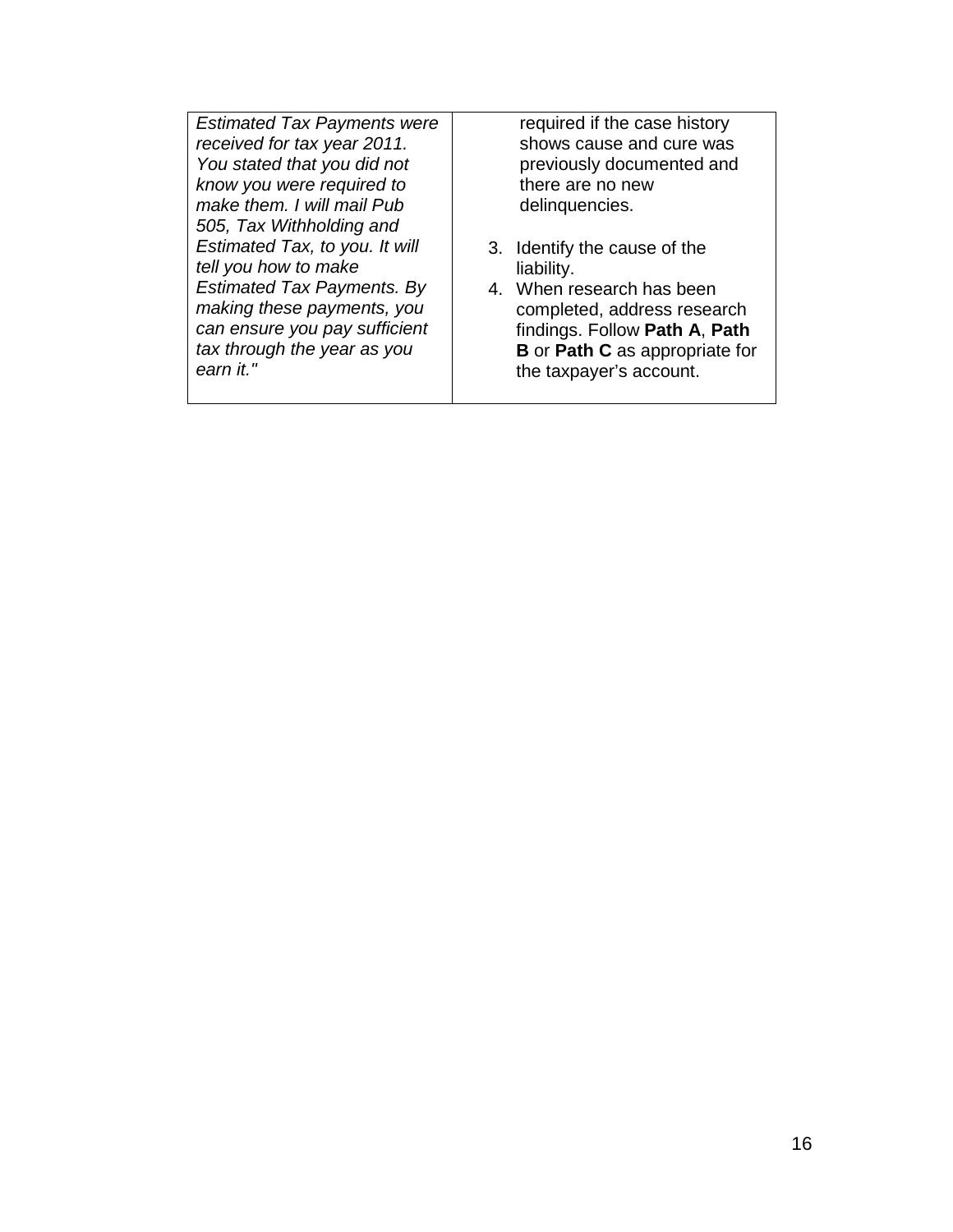| | |
|---|---|
| *Estimated Tax Payments were received for tax year 2011. You stated that you did not know you were required to make them. I will mail Pub 505, Tax Withholding and Estimated Tax, to you. It will tell you how to make Estimated Tax Payments. By making these payments, you can ensure you pay sufficient tax through the year as you earn it."* | required if the case history shows cause and cure was previously documented and there are no new delinquencies.<br><br>3. Identify the cause of the liability.<br>4. When research has been completed, address research findings. Follow **Path A**, **Path B** or **Path C** as appropriate for the taxpayer's account. |